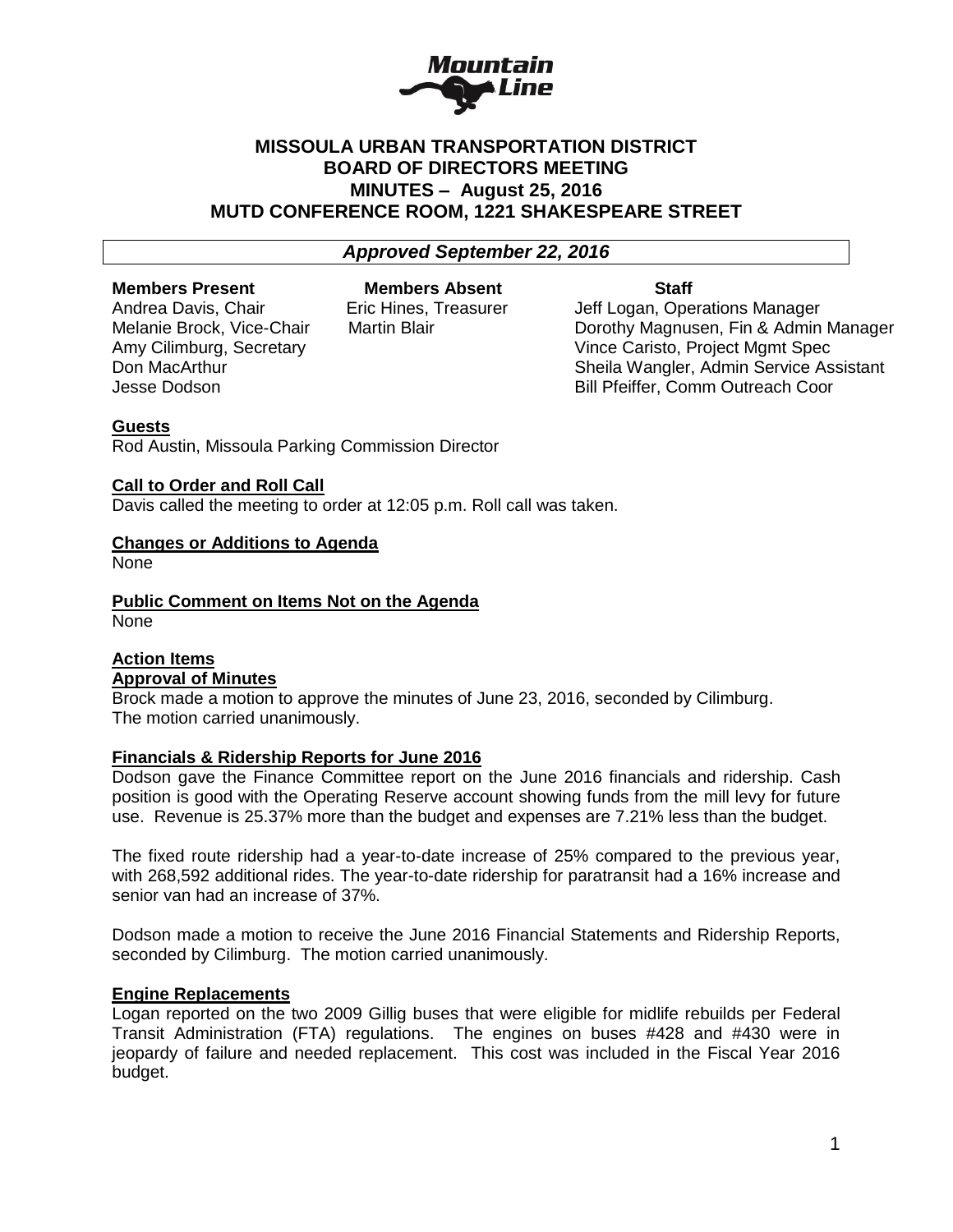# MISSOULA URBAN TRANSPORTATION DISTRICT
## BOARD OF DIRECTORS MEETING
## MINUTES – August 25, 2016
## MUTD CONFERENCE ROOM, 1221 SHAKESPEARE STREET

***Approved September 22, 2016***

| Members Present | Members Absent | Staff |
|---|---|---|
| Andrea Davis, Chair | Eric Hines, Treasurer | Jeff Logan, Operations Manager |
| Melanie Brock, Vice-Chair | Martin Blair | Dorothy Magnusen, Fin & Admin Manager |
| Amy Cilimburg, Secretary | | Vince Caristo, Project Mgmt Spec |
| Don MacArthur | | Sheila Wangler, Admin Service Assistant |
| Jesse Dodson | | Bill Pfeiffer, Comm Outreach Coor |

**Guests**

Rod Austin, Missoula Parking Commission Director

**Call to Order and Roll Call**

Davis called the meeting to order at 12:05 p.m. Roll call was taken.

**Changes or Additions to Agenda**

None

**Public Comment on Items Not on the Agenda**

None

**Action Items**

**Approval of Minutes**

Brock made a motion to approve the minutes of June 23, 2016, seconded by Cilimburg. The motion carried unanimously.

**Financials & Ridership Reports for June 2016**

Dodson gave the Finance Committee report on the June 2016 financials and ridership. Cash position is good with the Operating Reserve account showing funds from the mill levy for future use. Revenue is 25.37% more than the budget and expenses are 7.21% less than the budget.

The fixed route ridership had a year-to-date increase of 25% compared to the previous year, with 268,592 additional rides. The year-to-date ridership for paratransit had a 16% increase and senior van had an increase of 37%.

Dodson made a motion to receive the June 2016 Financial Statements and Ridership Reports, seconded by Cilimburg. The motion carried unanimously.

**Engine Replacements**

Logan reported on the two 2009 Gillig buses that were eligible for midlife rebuilds per Federal Transit Administration (FTA) regulations. The engines on buses #428 and #430 were in jeopardy of failure and needed replacement. This cost was included in the Fiscal Year 2016 budget.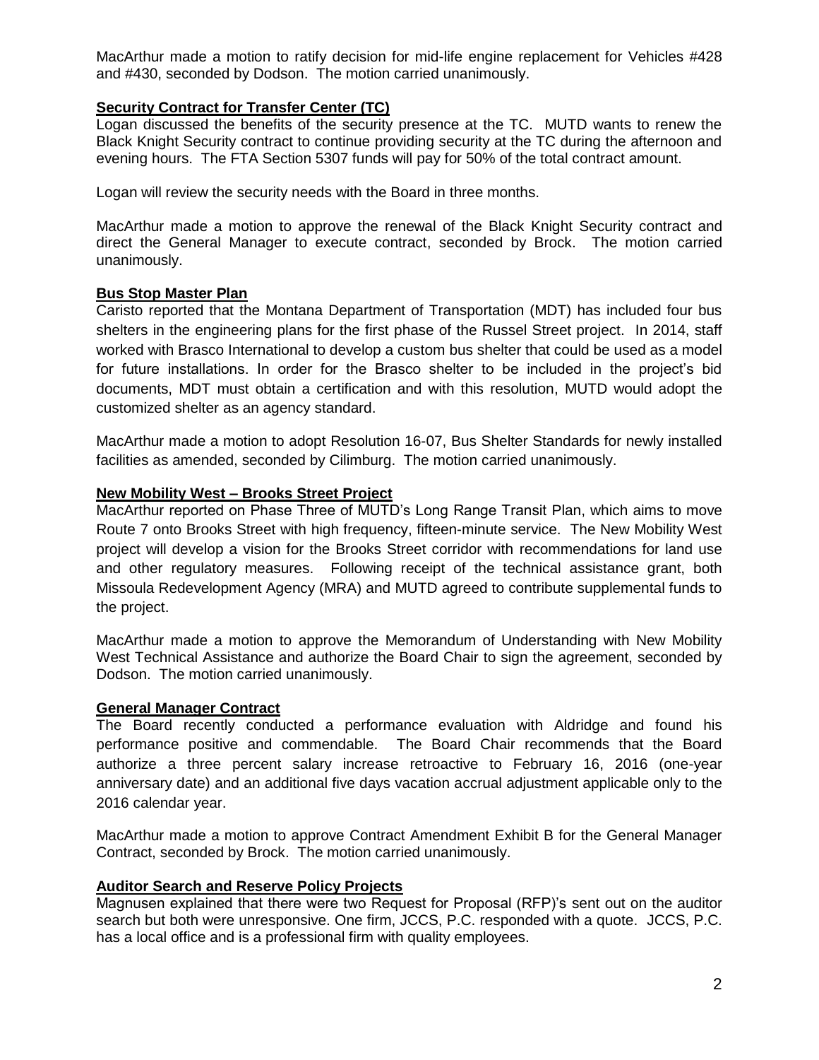MacArthur made a motion to ratify decision for mid-life engine replacement for Vehicles #428 and #430, seconded by Dodson. The motion carried unanimously.

**Security Contract for Transfer Center (TC)**

Logan discussed the benefits of the security presence at the TC. MUTD wants to renew the Black Knight Security contract to continue providing security at the TC during the afternoon and evening hours. The FTA Section 5307 funds will pay for 50% of the total contract amount.

Logan will review the security needs with the Board in three months.

MacArthur made a motion to approve the renewal of the Black Knight Security contract and direct the General Manager to execute contract, seconded by Brock. The motion carried unanimously.

**Bus Stop Master Plan**

Caristo reported that the Montana Department of Transportation (MDT) has included four bus shelters in the engineering plans for the first phase of the Russel Street project. In 2014, staff worked with Brasco International to develop a custom bus shelter that could be used as a model for future installations. In order for the Brasco shelter to be included in the project's bid documents, MDT must obtain a certification and with this resolution, MUTD would adopt the customized shelter as an agency standard.

MacArthur made a motion to adopt Resolution 16-07, Bus Shelter Standards for newly installed facilities as amended, seconded by Cilimburg. The motion carried unanimously.

**New Mobility West – Brooks Street Project**

MacArthur reported on Phase Three of MUTD's Long Range Transit Plan, which aims to move Route 7 onto Brooks Street with high frequency, fifteen-minute service. The New Mobility West project will develop a vision for the Brooks Street corridor with recommendations for land use and other regulatory measures. Following receipt of the technical assistance grant, both Missoula Redevelopment Agency (MRA) and MUTD agreed to contribute supplemental funds to the project.

MacArthur made a motion to approve the Memorandum of Understanding with New Mobility West Technical Assistance and authorize the Board Chair to sign the agreement, seconded by Dodson. The motion carried unanimously.

**General Manager Contract**

The Board recently conducted a performance evaluation with Aldridge and found his performance positive and commendable. The Board Chair recommends that the Board authorize a three percent salary increase retroactive to February 16, 2016 (one-year anniversary date) and an additional five days vacation accrual adjustment applicable only to the 2016 calendar year.

MacArthur made a motion to approve Contract Amendment Exhibit B for the General Manager Contract, seconded by Brock. The motion carried unanimously.

**Auditor Search and Reserve Policy Projects**

Magnusen explained that there were two Request for Proposal (RFP)'s sent out on the auditor search but both were unresponsive. One firm, JCCS, P.C. responded with a quote. JCCS, P.C. has a local office and is a professional firm with quality employees.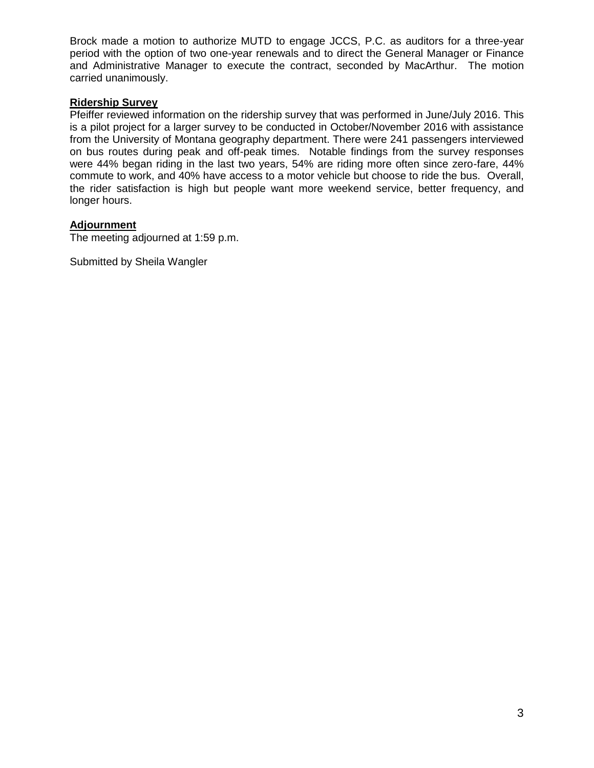Brock made a motion to authorize MUTD to engage JCCS, P.C. as auditors for a three-year period with the option of two one-year renewals and to direct the General Manager or Finance and Administrative Manager to execute the contract, seconded by MacArthur. The motion carried unanimously.

**Ridership Survey**

Pfeiffer reviewed information on the ridership survey that was performed in June/July 2016. This is a pilot project for a larger survey to be conducted in October/November 2016 with assistance from the University of Montana geography department. There were 241 passengers interviewed on bus routes during peak and off-peak times. Notable findings from the survey responses were 44% began riding in the last two years, 54% are riding more often since zero-fare, 44% commute to work, and 40% have access to a motor vehicle but choose to ride the bus. Overall, the rider satisfaction is high but people want more weekend service, better frequency, and longer hours.

**Adjournment**

The meeting adjourned at 1:59 p.m.

Submitted by Sheila Wangler